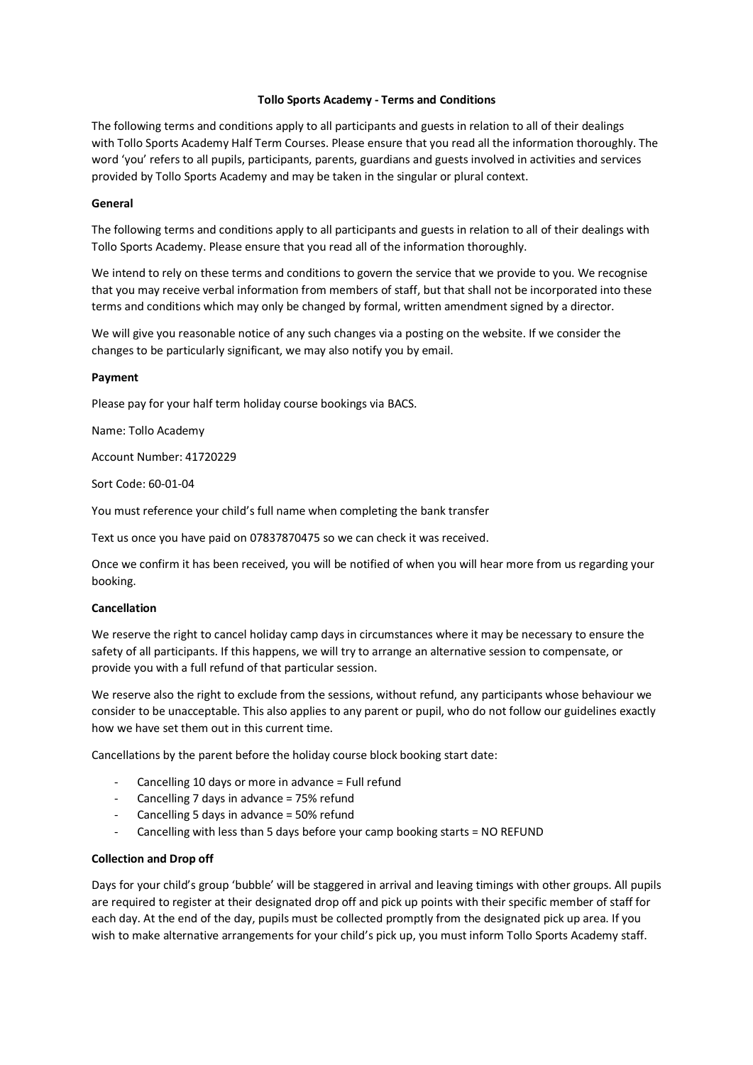# Tollo Sports Academy - Terms and Conditions

The following terms and conditions apply to all participants and guests in relation to all of their dealings with Tollo Sports Academy Half Term Courses. Please ensure that you read all the information thoroughly. The word 'you' refers to all pupils, participants, parents, guardians and guests involved in activities and services provided by Tollo Sports Academy and may be taken in the singular or plural context.

## General

The following terms and conditions apply to all participants and guests in relation to all of their dealings with Tollo Sports Academy. Please ensure that you read all of the information thoroughly.

We intend to rely on these terms and conditions to govern the service that we provide to you. We recognise that you may receive verbal information from members of staff, but that shall not be incorporated into these terms and conditions which may only be changed by formal, written amendment signed by a director.

We will give you reasonable notice of any such changes via a posting on the website. If we consider the changes to be particularly significant, we may also notify you by email.

## Payment

Please pay for your half term holiday course bookings via BACS.

Name: Tollo Academy

Account Number: 41720229

Sort Code: 60-01-04

You must reference your child's full name when completing the bank transfer

Text us once you have paid on 07837870475 so we can check it was received.

Once we confirm it has been received, you will be notified of when you will hear more from us regarding your booking.

## Cancellation

We reserve the right to cancel holiday camp days in circumstances where it may be necessary to ensure the safety of all participants. If this happens, we will try to arrange an alternative session to compensate, or provide you with a full refund of that particular session.

We reserve also the right to exclude from the sessions, without refund, any participants whose behaviour we consider to be unacceptable. This also applies to any parent or pupil, who do not follow our guidelines exactly how we have set them out in this current time.

Cancellations by the parent before the holiday course block booking start date:

- Cancelling 10 days or more in advance = Full refund
- Cancelling 7 days in advance = 75% refund
- Cancelling 5 days in advance = 50% refund
- Cancelling with less than 5 days before your camp booking starts = NO REFUND

## Collection and Drop off

Days for your child's group 'bubble' will be staggered in arrival and leaving timings with other groups. All pupils are required to register at their designated drop off and pick up points with their specific member of staff for each day. At the end of the day, pupils must be collected promptly from the designated pick up area. If you wish to make alternative arrangements for your child's pick up, you must inform Tollo Sports Academy staff.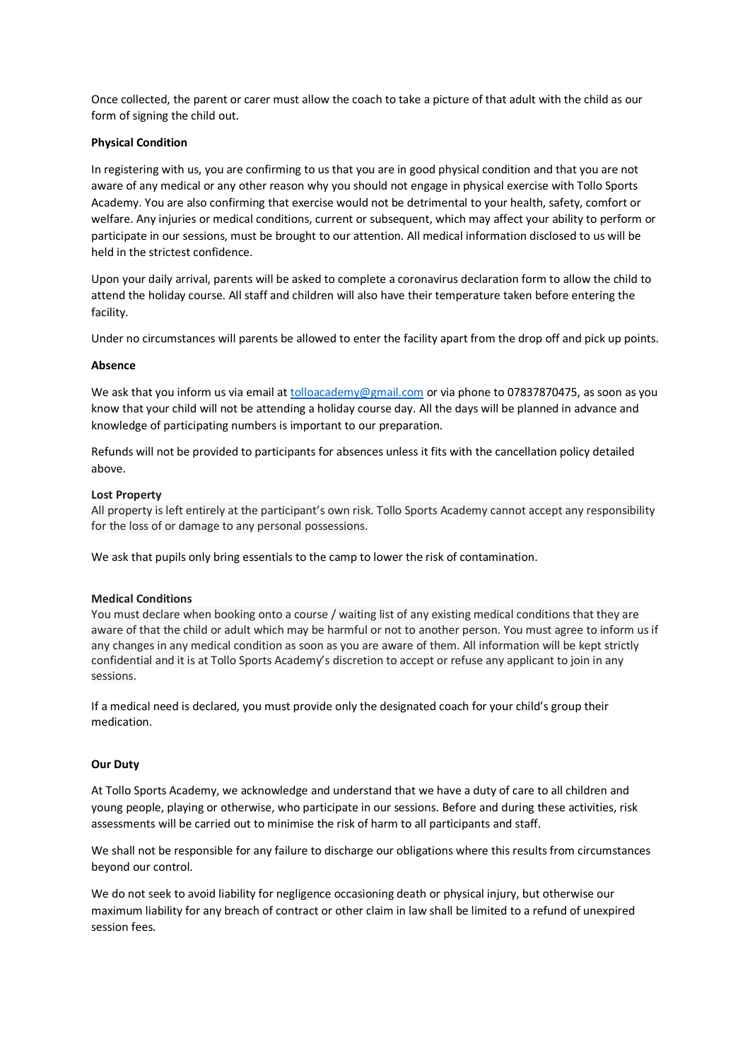Once collected, the parent or carer must allow the coach to take a picture of that adult with the child as our form of signing the child out.

**Physical Condition**

In registering with us, you are confirming to us that you are in good physical condition and that you are not aware of any medical or any other reason why you should not engage in physical exercise with Tollo Sports Academy. You are also confirming that exercise would not be detrimental to your health, safety, comfort or welfare. Any injuries or medical conditions, current or subsequent, which may affect your ability to perform or participate in our sessions, must be brought to our attention. All medical information disclosed to us will be held in the strictest confidence.

Upon your daily arrival, parents will be asked to complete a coronavirus declaration form to allow the child to attend the holiday course. All staff and children will also have their temperature taken before entering the facility.

Under no circumstances will parents be allowed to enter the facility apart from the drop off and pick up points.

**Absence**

We ask that you inform us via email at [tolloacademy@gmail.com](mailto:tolloacademy@gmail.com) or via phone to 07837870475, as soon as you know that your child will not be attending a holiday course day. All the days will be planned in advance and knowledge of participating numbers is important to our preparation.

Refunds will not be provided to participants for absences unless it fits with the cancellation policy detailed above.

**Lost Property**

All property is left entirely at the participant's own risk. Tollo Sports Academy cannot accept any responsibility for the loss of or damage to any personal possessions.

We ask that pupils only bring essentials to the camp to lower the risk of contamination.

**Medical Conditions**

You must declare when booking onto a course / waiting list of any existing medical conditions that they are aware of that the child or adult which may be harmful or not to another person. You must agree to inform us if any changes in any medical condition as soon as you are aware of them. All information will be kept strictly confidential and it is at Tollo Sports Academy's discretion to accept or refuse any applicant to join in any sessions.

If a medical need is declared, you must provide only the designated coach for your child's group their medication.

**Our Duty**

At Tollo Sports Academy, we acknowledge and understand that we have a duty of care to all children and young people, playing or otherwise, who participate in our sessions. Before and during these activities, risk assessments will be carried out to minimise the risk of harm to all participants and staff.

We shall not be responsible for any failure to discharge our obligations where this results from circumstances beyond our control.

We do not seek to avoid liability for negligence occasioning death or physical injury, but otherwise our maximum liability for any breach of contract or other claim in law shall be limited to a refund of unexpired session fees.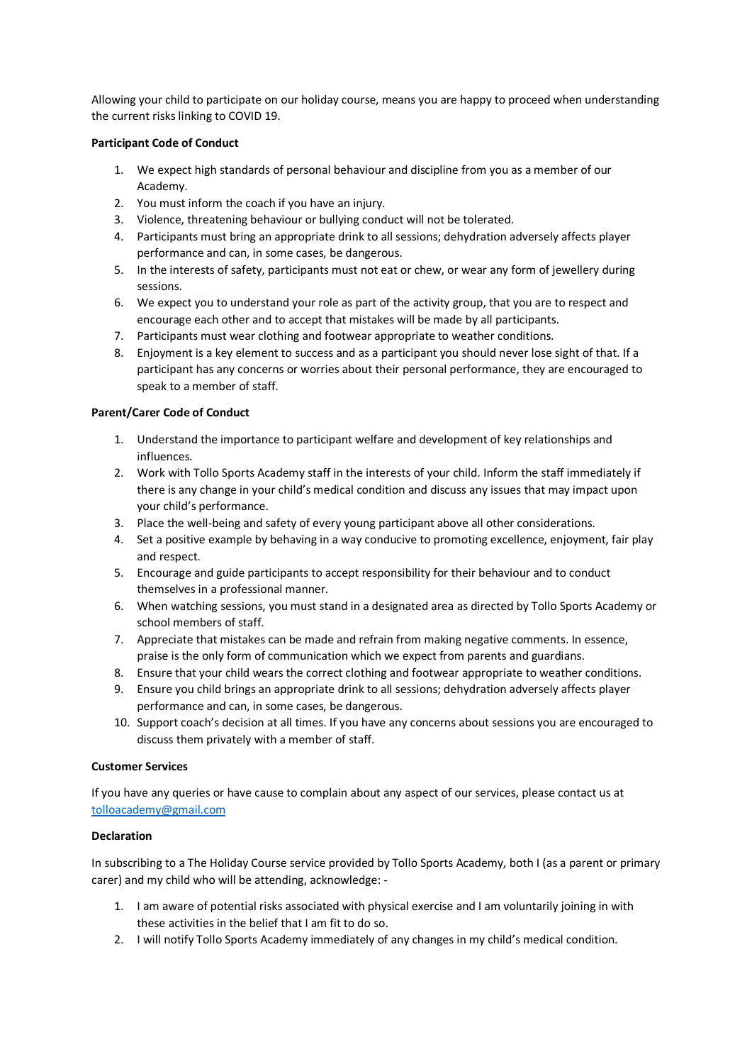Allowing your child to participate on our holiday course, means you are happy to proceed when understanding the current risks linking to COVID 19.

**Participant Code of Conduct**

1. We expect high standards of personal behaviour and discipline from you as a member of our Academy.
2. You must inform the coach if you have an injury.
3. Violence, threatening behaviour or bullying conduct will not be tolerated.
4. Participants must bring an appropriate drink to all sessions; dehydration adversely affects player performance and can, in some cases, be dangerous.
5. In the interests of safety, participants must not eat or chew, or wear any form of jewellery during sessions.
6. We expect you to understand your role as part of the activity group, that you are to respect and encourage each other and to accept that mistakes will be made by all participants.
7. Participants must wear clothing and footwear appropriate to weather conditions.
8. Enjoyment is a key element to success and as a participant you should never lose sight of that. If a participant has any concerns or worries about their personal performance, they are encouraged to speak to a member of staff.

**Parent/Carer Code of Conduct**

1. Understand the importance to participant welfare and development of key relationships and influences.
2. Work with Tollo Sports Academy staff in the interests of your child. Inform the staff immediately if there is any change in your child's medical condition and discuss any issues that may impact upon your child's performance.
3. Place the well-being and safety of every young participant above all other considerations.
4. Set a positive example by behaving in a way conducive to promoting excellence, enjoyment, fair play and respect.
5. Encourage and guide participants to accept responsibility for their behaviour and to conduct themselves in a professional manner.
6. When watching sessions, you must stand in a designated area as directed by Tollo Sports Academy or school members of staff.
7. Appreciate that mistakes can be made and refrain from making negative comments. In essence, praise is the only form of communication which we expect from parents and guardians.
8. Ensure that your child wears the correct clothing and footwear appropriate to weather conditions.
9. Ensure you child brings an appropriate drink to all sessions; dehydration adversely affects player performance and can, in some cases, be dangerous.
10. Support coach's decision at all times. If you have any concerns about sessions you are encouraged to discuss them privately with a member of staff.

**Customer Services**

If you have any queries or have cause to complain about any aspect of our services, please contact us at tolloacademy@gmail.com

**Declaration**

In subscribing to a The Holiday Course service provided by Tollo Sports Academy, both I (as a parent or primary carer) and my child who will be attending, acknowledge: -

1. I am aware of potential risks associated with physical exercise and I am voluntarily joining in with these activities in the belief that I am fit to do so.
2. I will notify Tollo Sports Academy immediately of any changes in my child's medical condition.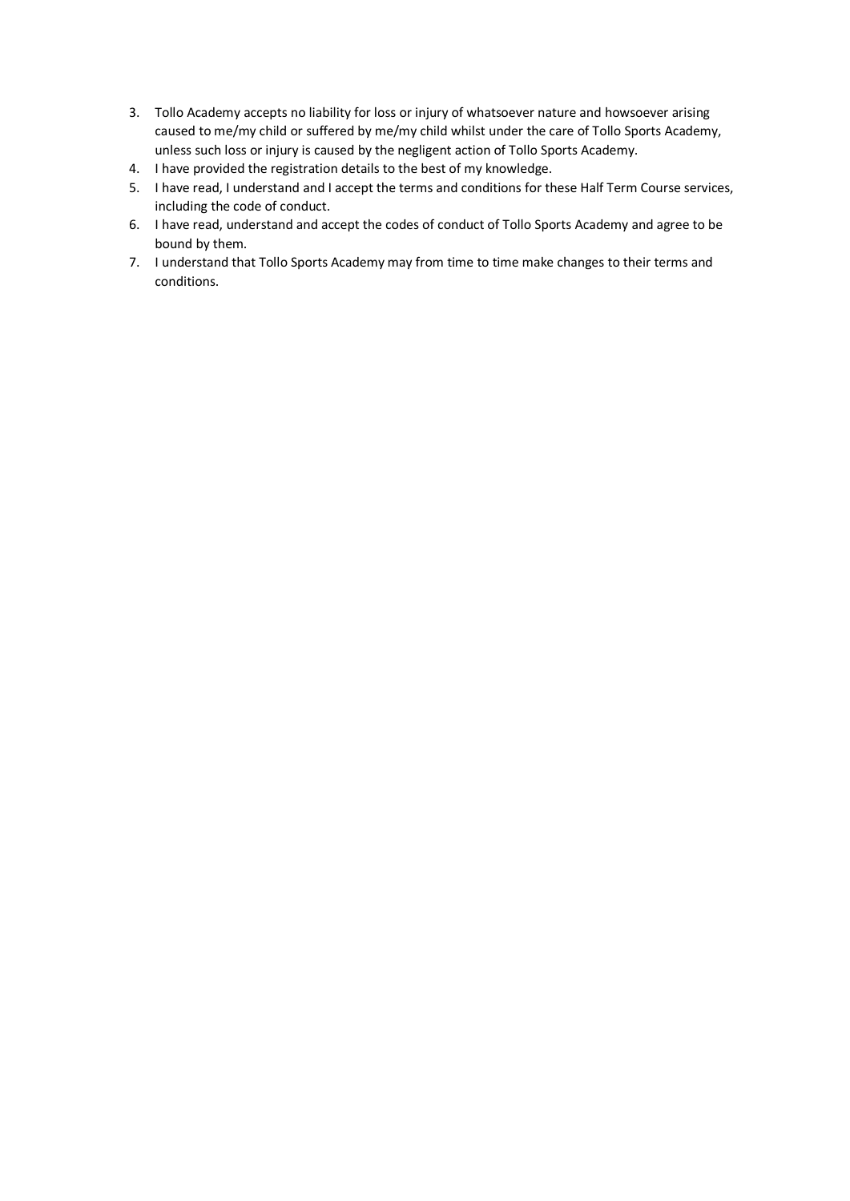3. Tollo Academy accepts no liability for loss or injury of whatsoever nature and howsoever arising caused to me/my child or suffered by me/my child whilst under the care of Tollo Sports Academy, unless such loss or injury is caused by the negligent action of Tollo Sports Academy.
4. I have provided the registration details to the best of my knowledge.
5. I have read, I understand and I accept the terms and conditions for these Half Term Course services, including the code of conduct.
6. I have read, understand and accept the codes of conduct of Tollo Sports Academy and agree to be bound by them.
7. I understand that Tollo Sports Academy may from time to time make changes to their terms and conditions.